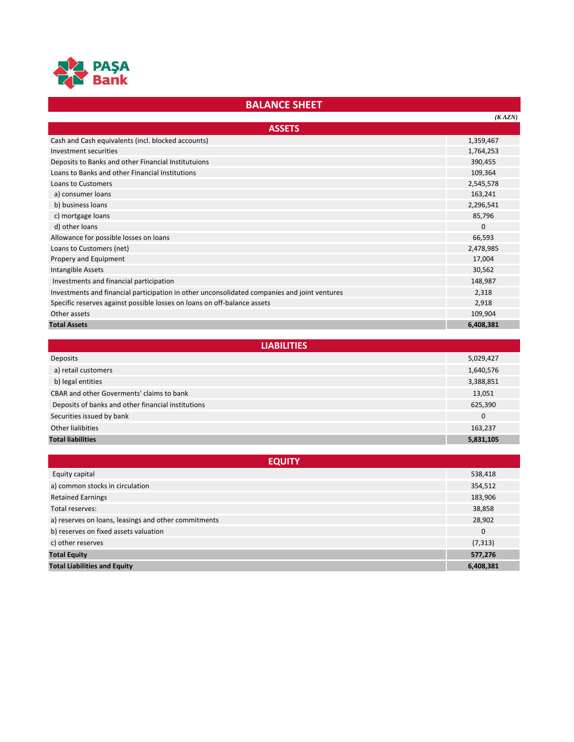PAŞA Bank

# BALANCE SHEET

*(K AZN)*

| ASSETS | |
|---|---|
| Cash and Cash equivalents (incl. blocked accounts) | 1,359,467 |
| Investment securities | 1,764,253 |
| Deposits to Banks and other Financial Institutuions | 390,455 |
| Loans to Banks and other Financial Institutions | 109,364 |
| Loans to Customers | 2,545,578 |
| a) consumer loans | 163,241 |
| b) business loans | 2,296,541 |
| c) mortgage loans | 85,796 |
| d) other loans | 0 |
| Allowance for possible losses on loans | 66,593 |
| Loans to Customers (net) | 2,478,985 |
| Propery and Equipment | 17,004 |
| Intangible Assets | 30,562 |
| Investments and financial participation | 148,987 |
| Investments and financial participation in other unconsolidated companies and joint ventures | 2,318 |
| Specific reserves against possible losses on loans on off-balance assets | 2,918 |
| Other assets | 109,904 |
| **Total Assets** | **6,408,381** |

| LIABILITIES | |
|---|---|
| Deposits | 5,029,427 |
| a) retail customers | 1,640,576 |
| b) legal entities | 3,388,851 |
| CBAR and other Goverments' claims to bank | 13,051 |
| Deposits of banks and other financial institutions | 625,390 |
| Securities issued by bank | 0 |
| Other lialibities | 163,237 |
| **Total liabilities** | **5,831,105** |

| EQUITY | |
|---|---|
| Equity capital | 538,418 |
| a) common stocks in circulation | 354,512 |
| Retained Earnings | 183,906 |
| Total reserves: | 38,858 |
| a) reserves on loans, leasings and other commitments | 28,902 |
| b) reserves on fixed assets valuation | 0 |
| c) other reserves | (7,313) |
| **Total Equity** | **577,276** |
| **Total Liabilities and Equity** | **6,408,381** |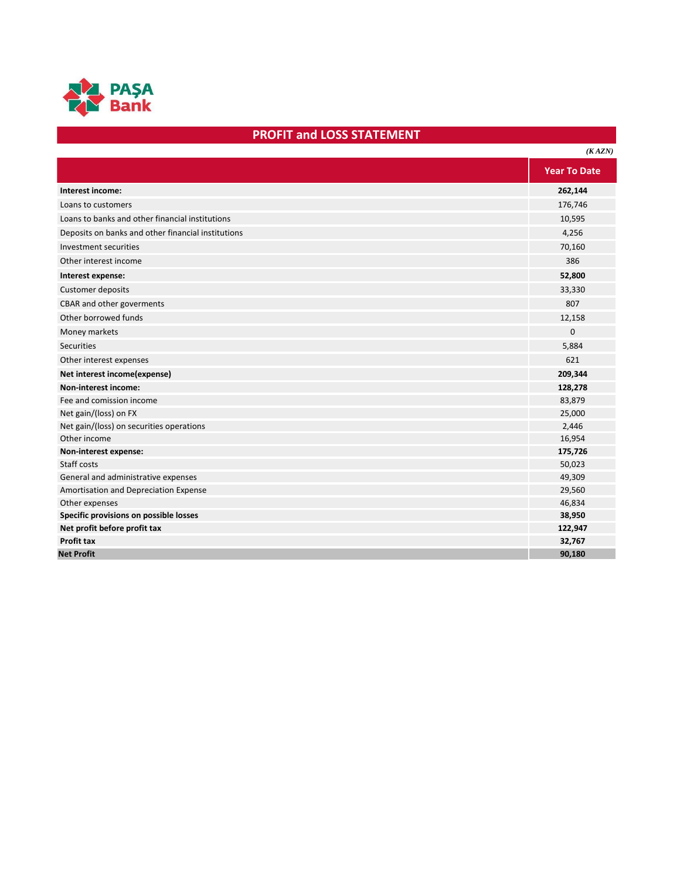PAŞA Bank

# PROFIT and LOSS STATEMENT

*(K AZN)*

| | Year To Date |
|---|---|
| **Interest income:** | **262,144** |
| Loans to customers | 176,746 |
| Loans to banks and other financial institutions | 10,595 |
| Deposits on banks and other financial institutions | 4,256 |
| Investment securities | 70,160 |
| Other interest income | 386 |
| **Interest expense:** | **52,800** |
| Customer deposits | 33,330 |
| CBAR and other goverments | 807 |
| Other borrowed funds | 12,158 |
| Money markets | 0 |
| Securities | 5,884 |
| Other interest expenses | 621 |
| **Net interest income(expense)** | **209,344** |
| **Non-interest income:** | **128,278** |
| Fee and comission income | 83,879 |
| Net gain/(loss) on FX | 25,000 |
| Net gain/(loss) on securities operations | 2,446 |
| Other income | 16,954 |
| **Non-interest expense:** | **175,726** |
| Staff costs | 50,023 |
| General and administrative expenses | 49,309 |
| Amortisation and Depreciation Expense | 29,560 |
| Other expenses | 46,834 |
| **Specific provisions on possible losses** | **38,950** |
| **Net profit before profit tax** | **122,947** |
| **Profit tax** | **32,767** |
| **Net Profit** | **90,180** |